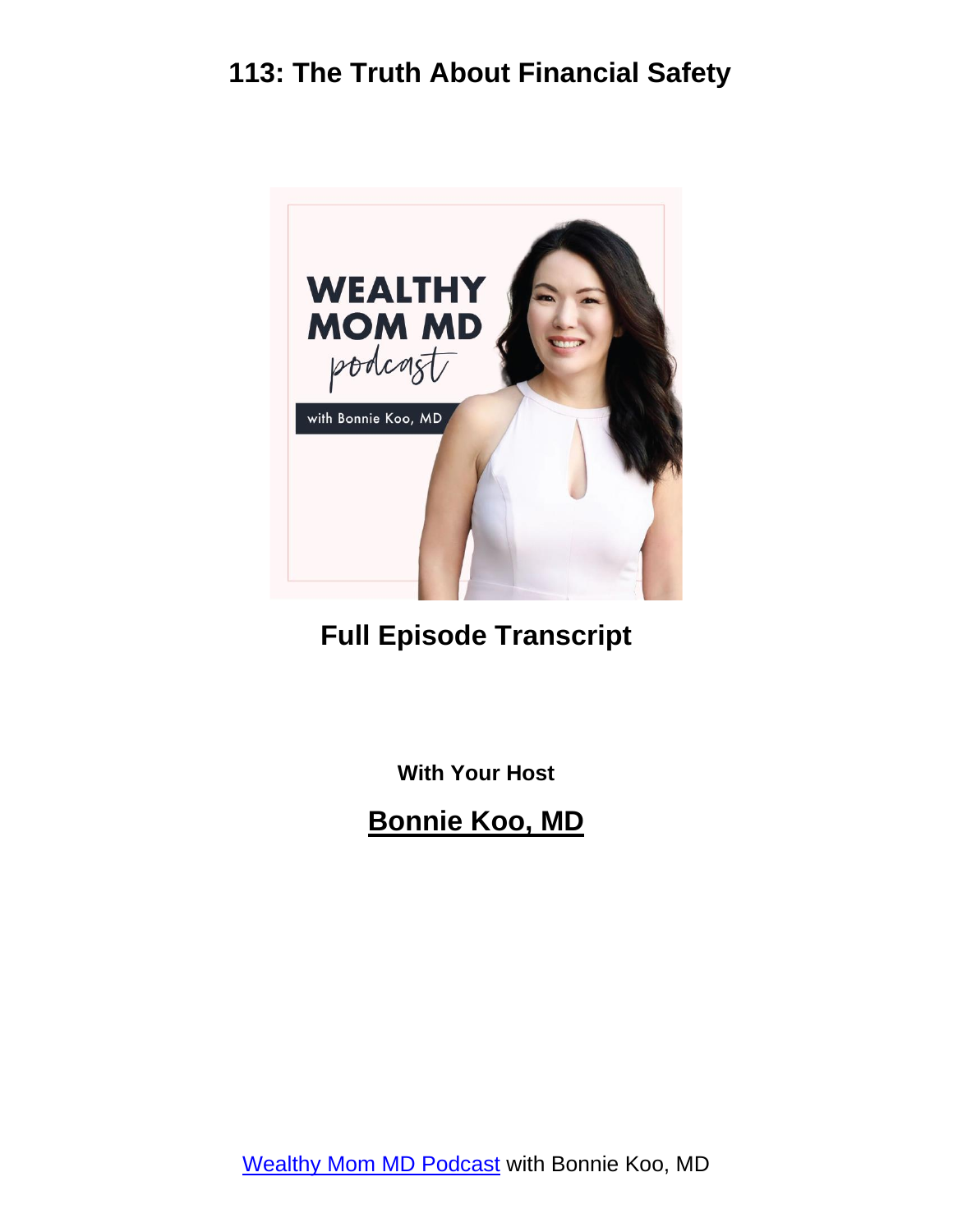# 113: The Truth About Financial Safety

## Full Episode Transcript

**With Your Host**

## Bonnie Koo, MD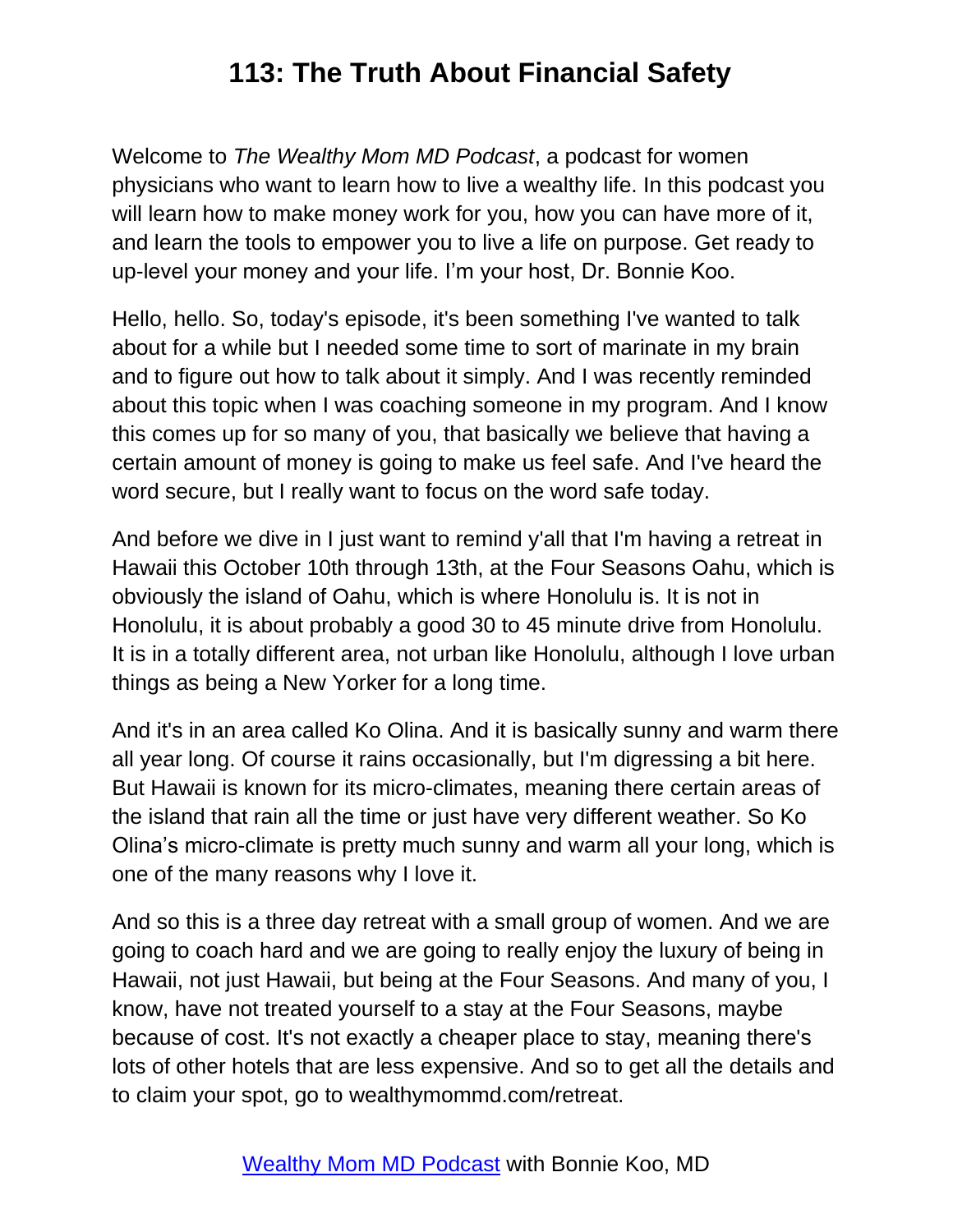# 113: The Truth About Financial Safety

Welcome to *The Wealthy Mom MD Podcast*, a podcast for women physicians who want to learn how to live a wealthy life. In this podcast you will learn how to make money work for you, how you can have more of it, and learn the tools to empower you to live a life on purpose. Get ready to up-level your money and your life. I'm your host, Dr. Bonnie Koo.

Hello, hello. So, today's episode, it's been something I've wanted to talk about for a while but I needed some time to sort of marinate in my brain and to figure out how to talk about it simply. And I was recently reminded about this topic when I was coaching someone in my program. And I know this comes up for so many of you, that basically we believe that having a certain amount of money is going to make us feel safe. And I've heard the word secure, but I really want to focus on the word safe today.

And before we dive in I just want to remind y'all that I'm having a retreat in Hawaii this October 10th through 13th, at the Four Seasons Oahu, which is obviously the island of Oahu, which is where Honolulu is. It is not in Honolulu, it is about probably a good 30 to 45 minute drive from Honolulu. It is in a totally different area, not urban like Honolulu, although I love urban things as being a New Yorker for a long time.

And it's in an area called Ko Olina. And it is basically sunny and warm there all year long. Of course it rains occasionally, but I'm digressing a bit here. But Hawaii is known for its micro-climates, meaning there certain areas of the island that rain all the time or just have very different weather. So Ko Olina's micro-climate is pretty much sunny and warm all your long, which is one of the many reasons why I love it.

And so this is a three day retreat with a small group of women. And we are going to coach hard and we are going to really enjoy the luxury of being in Hawaii, not just Hawaii, but being at the Four Seasons. And many of you, I know, have not treated yourself to a stay at the Four Seasons, maybe because of cost. It's not exactly a cheaper place to stay, meaning there's lots of other hotels that are less expensive. And so to get all the details and to claim your spot, go to wealthymommd.com/retreat.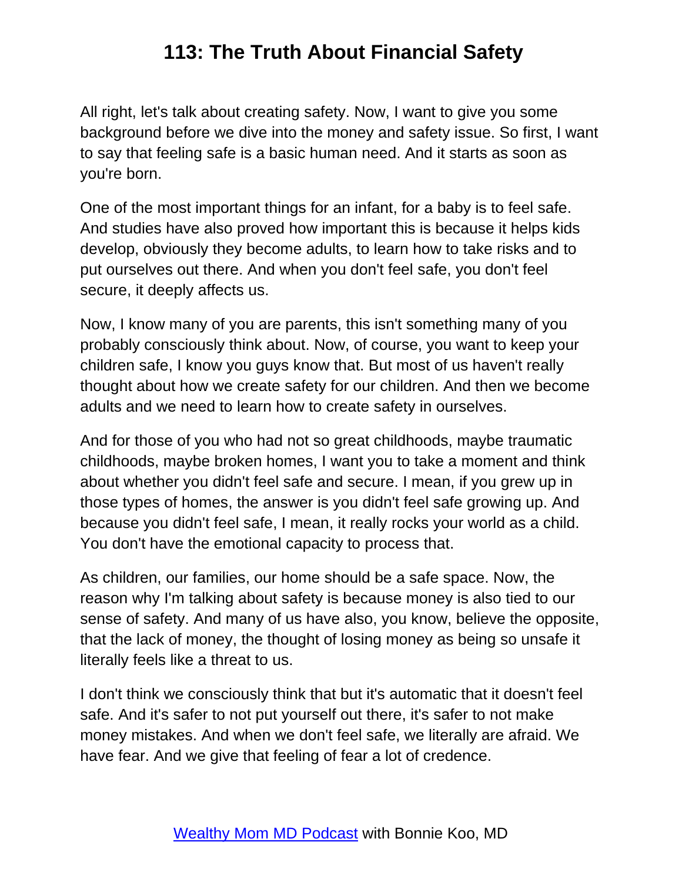All right, let's talk about creating safety. Now, I want to give you some background before we dive into the money and safety issue. So first, I want to say that feeling safe is a basic human need. And it starts as soon as you're born.

One of the most important things for an infant, for a baby is to feel safe. And studies have also proved how important this is because it helps kids develop, obviously they become adults, to learn how to take risks and to put ourselves out there. And when you don't feel safe, you don't feel secure, it deeply affects us.

Now, I know many of you are parents, this isn't something many of you probably consciously think about. Now, of course, you want to keep your children safe, I know you guys know that. But most of us haven't really thought about how we create safety for our children. And then we become adults and we need to learn how to create safety in ourselves.

And for those of you who had not so great childhoods, maybe traumatic childhoods, maybe broken homes, I want you to take a moment and think about whether you didn't feel safe and secure. I mean, if you grew up in those types of homes, the answer is you didn't feel safe growing up. And because you didn't feel safe, I mean, it really rocks your world as a child. You don't have the emotional capacity to process that.

As children, our families, our home should be a safe space. Now, the reason why I'm talking about safety is because money is also tied to our sense of safety. And many of us have also, you know, believe the opposite, that the lack of money, the thought of losing money as being so unsafe it literally feels like a threat to us.

I don't think we consciously think that but it's automatic that it doesn't feel safe. And it's safer to not put yourself out there, it's safer to not make money mistakes. And when we don't feel safe, we literally are afraid. We have fear. And we give that feeling of fear a lot of credence.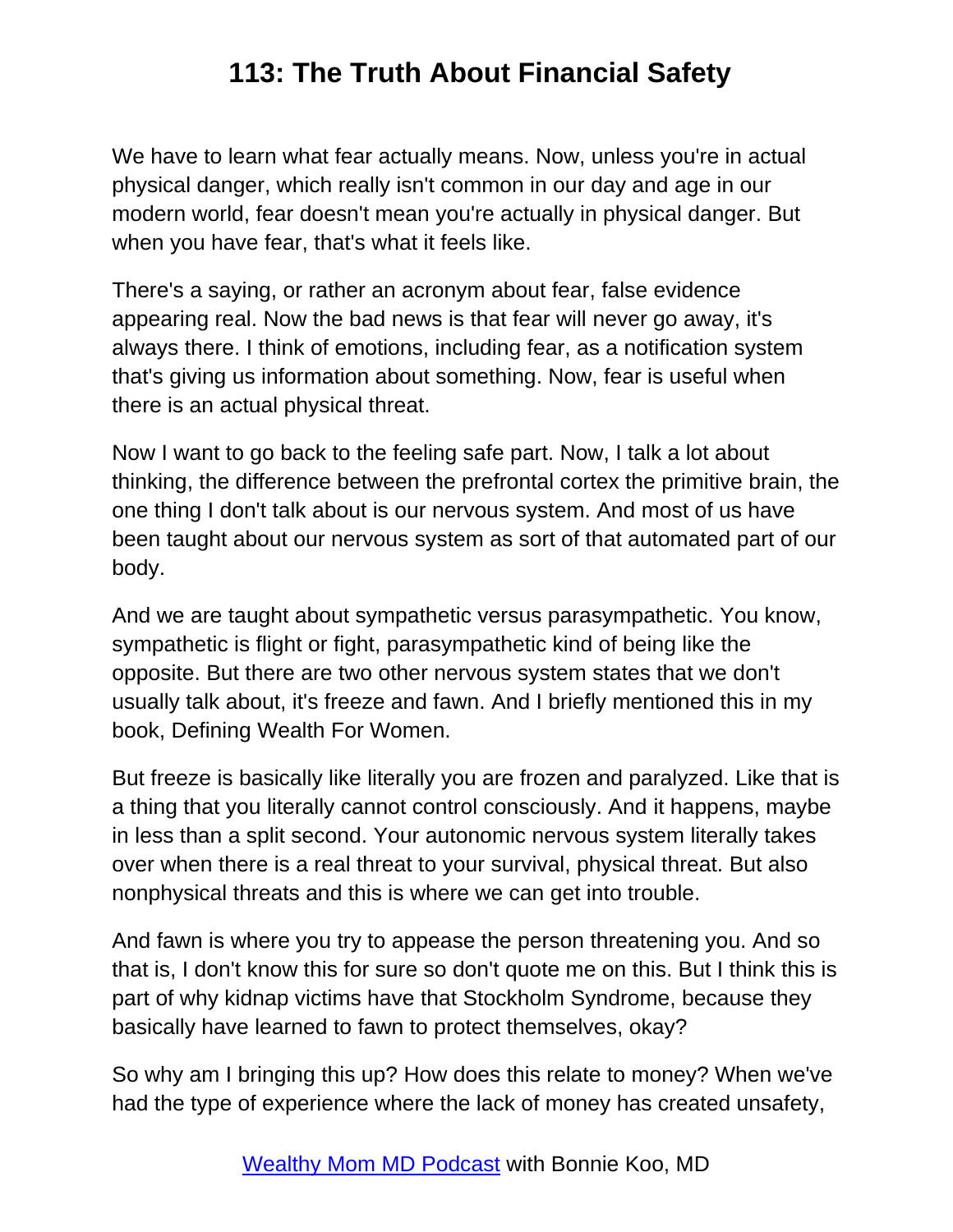We have to learn what fear actually means. Now, unless you're in actual physical danger, which really isn't common in our day and age in our modern world, fear doesn't mean you're actually in physical danger. But when you have fear, that's what it feels like.

There's a saying, or rather an acronym about fear, false evidence appearing real. Now the bad news is that fear will never go away, it's always there. I think of emotions, including fear, as a notification system that's giving us information about something. Now, fear is useful when there is an actual physical threat.

Now I want to go back to the feeling safe part. Now, I talk a lot about thinking, the difference between the prefrontal cortex the primitive brain, the one thing I don't talk about is our nervous system. And most of us have been taught about our nervous system as sort of that automated part of our body.

And we are taught about sympathetic versus parasympathetic. You know, sympathetic is flight or fight, parasympathetic kind of being like the opposite. But there are two other nervous system states that we don't usually talk about, it's freeze and fawn. And I briefly mentioned this in my book, Defining Wealth For Women.

But freeze is basically like literally you are frozen and paralyzed. Like that is a thing that you literally cannot control consciously. And it happens, maybe in less than a split second. Your autonomic nervous system literally takes over when there is a real threat to your survival, physical threat. But also nonphysical threats and this is where we can get into trouble.

And fawn is where you try to appease the person threatening you. And so that is, I don't know this for sure so don't quote me on this. But I think this is part of why kidnap victims have that Stockholm Syndrome, because they basically have learned to fawn to protect themselves, okay?

So why am I bringing this up? How does this relate to money? When we've had the type of experience where the lack of money has created unsafety,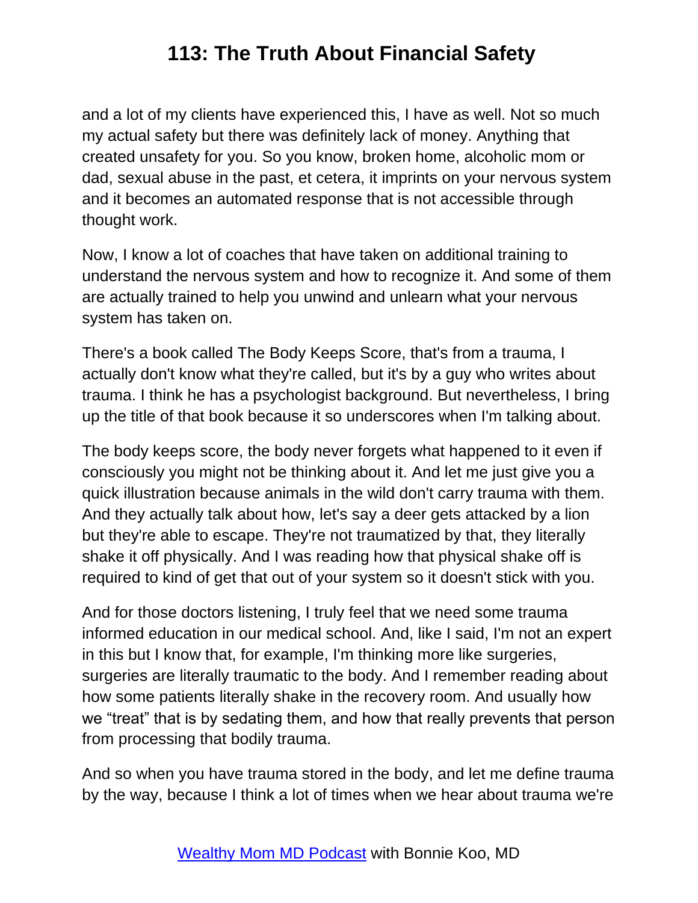and a lot of my clients have experienced this, I have as well. Not so much my actual safety but there was definitely lack of money. Anything that created unsafety for you. So you know, broken home, alcoholic mom or dad, sexual abuse in the past, et cetera, it imprints on your nervous system and it becomes an automated response that is not accessible through thought work.

Now, I know a lot of coaches that have taken on additional training to understand the nervous system and how to recognize it. And some of them are actually trained to help you unwind and unlearn what your nervous system has taken on.

There's a book called The Body Keeps Score, that's from a trauma, I actually don't know what they're called, but it's by a guy who writes about trauma. I think he has a psychologist background. But nevertheless, I bring up the title of that book because it so underscores when I'm talking about.

The body keeps score, the body never forgets what happened to it even if consciously you might not be thinking about it. And let me just give you a quick illustration because animals in the wild don't carry trauma with them. And they actually talk about how, let's say a deer gets attacked by a lion but they're able to escape. They're not traumatized by that, they literally shake it off physically. And I was reading how that physical shake off is required to kind of get that out of your system so it doesn't stick with you.

And for those doctors listening, I truly feel that we need some trauma informed education in our medical school. And, like I said, I'm not an expert in this but I know that, for example, I'm thinking more like surgeries, surgeries are literally traumatic to the body. And I remember reading about how some patients literally shake in the recovery room. And usually how we "treat" that is by sedating them, and how that really prevents that person from processing that bodily trauma.

And so when you have trauma stored in the body, and let me define trauma by the way, because I think a lot of times when we hear about trauma we're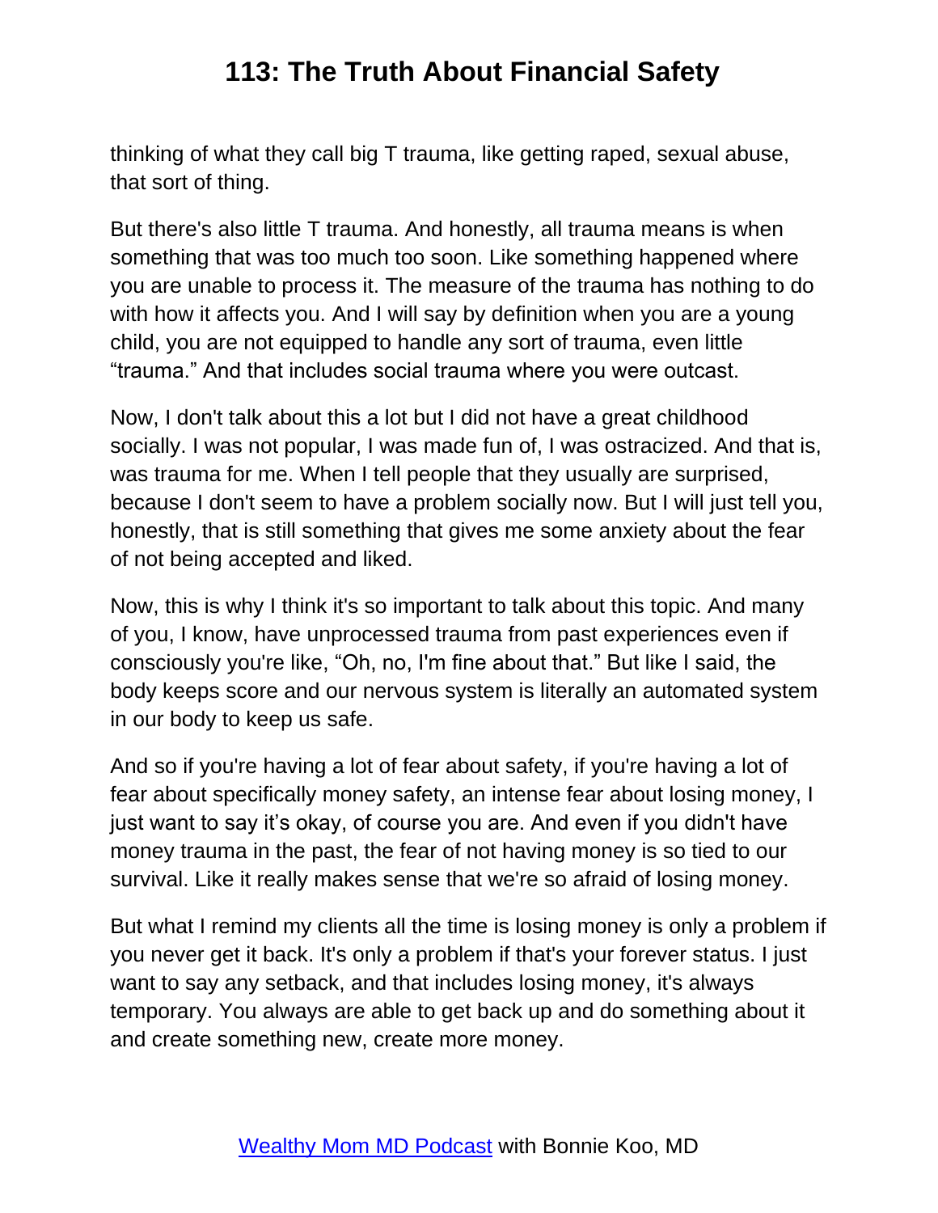thinking of what they call big T trauma, like getting raped, sexual abuse, that sort of thing.

But there's also little T trauma. And honestly, all trauma means is when something that was too much too soon. Like something happened where you are unable to process it. The measure of the trauma has nothing to do with how it affects you. And I will say by definition when you are a young child, you are not equipped to handle any sort of trauma, even little "trauma." And that includes social trauma where you were outcast.

Now, I don't talk about this a lot but I did not have a great childhood socially. I was not popular, I was made fun of, I was ostracized. And that is, was trauma for me. When I tell people that they usually are surprised, because I don't seem to have a problem socially now. But I will just tell you, honestly, that is still something that gives me some anxiety about the fear of not being accepted and liked.

Now, this is why I think it's so important to talk about this topic. And many of you, I know, have unprocessed trauma from past experiences even if consciously you're like, "Oh, no, I'm fine about that." But like I said, the body keeps score and our nervous system is literally an automated system in our body to keep us safe.

And so if you're having a lot of fear about safety, if you're having a lot of fear about specifically money safety, an intense fear about losing money, I just want to say it's okay, of course you are. And even if you didn't have money trauma in the past, the fear of not having money is so tied to our survival. Like it really makes sense that we're so afraid of losing money.

But what I remind my clients all the time is losing money is only a problem if you never get it back. It's only a problem if that's your forever status. I just want to say any setback, and that includes losing money, it's always temporary. You always are able to get back up and do something about it and create something new, create more money.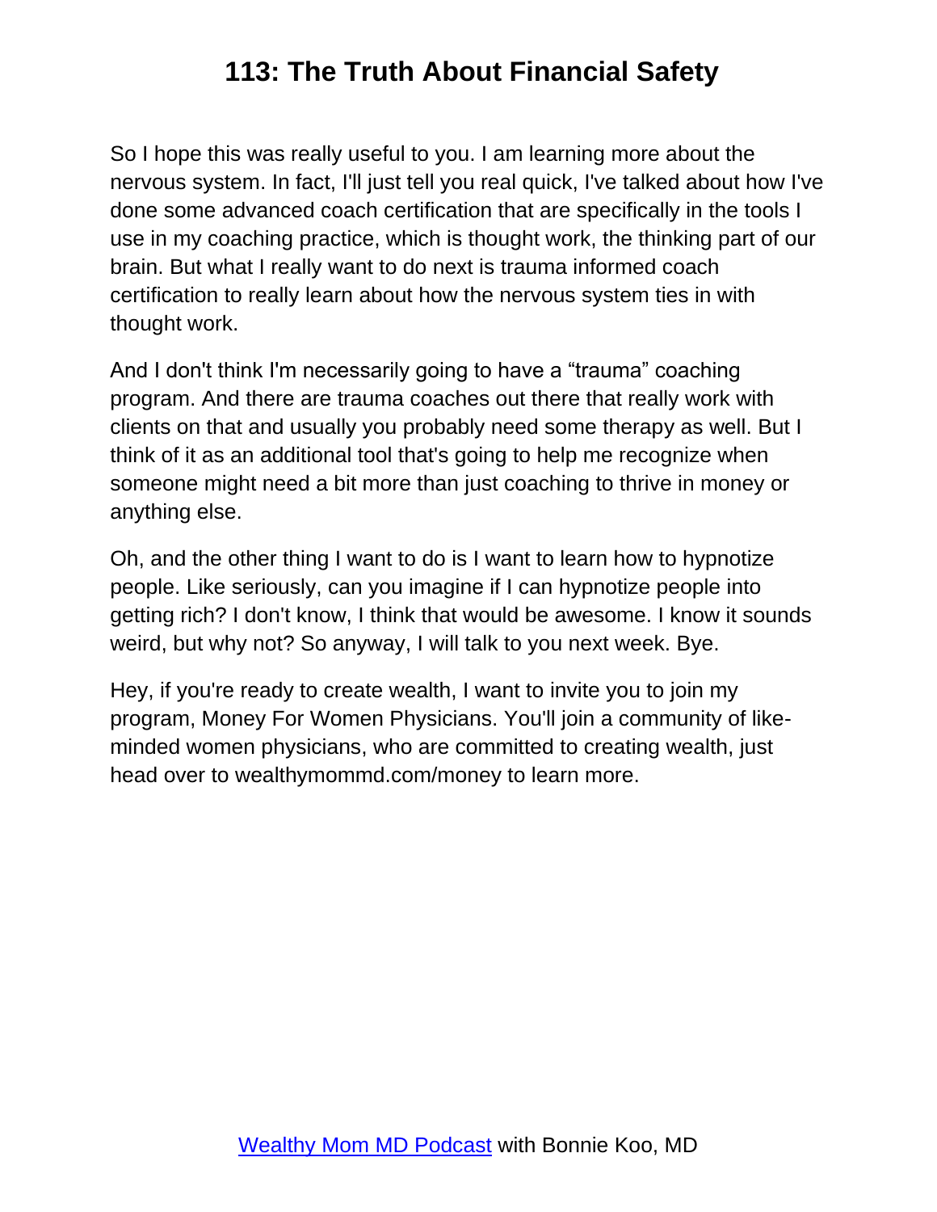So I hope this was really useful to you. I am learning more about the nervous system. In fact, I'll just tell you real quick, I've talked about how I've done some advanced coach certification that are specifically in the tools I use in my coaching practice, which is thought work, the thinking part of our brain. But what I really want to do next is trauma informed coach certification to really learn about how the nervous system ties in with thought work.

And I don't think I'm necessarily going to have a "trauma" coaching program. And there are trauma coaches out there that really work with clients on that and usually you probably need some therapy as well. But I think of it as an additional tool that's going to help me recognize when someone might need a bit more than just coaching to thrive in money or anything else.

Oh, and the other thing I want to do is I want to learn how to hypnotize people. Like seriously, can you imagine if I can hypnotize people into getting rich? I don't know, I think that would be awesome. I know it sounds weird, but why not? So anyway, I will talk to you next week. Bye.

Hey, if you're ready to create wealth, I want to invite you to join my program, Money For Women Physicians. You'll join a community of like-minded women physicians, who are committed to creating wealth, just head over to wealthymommd.com/money to learn more.